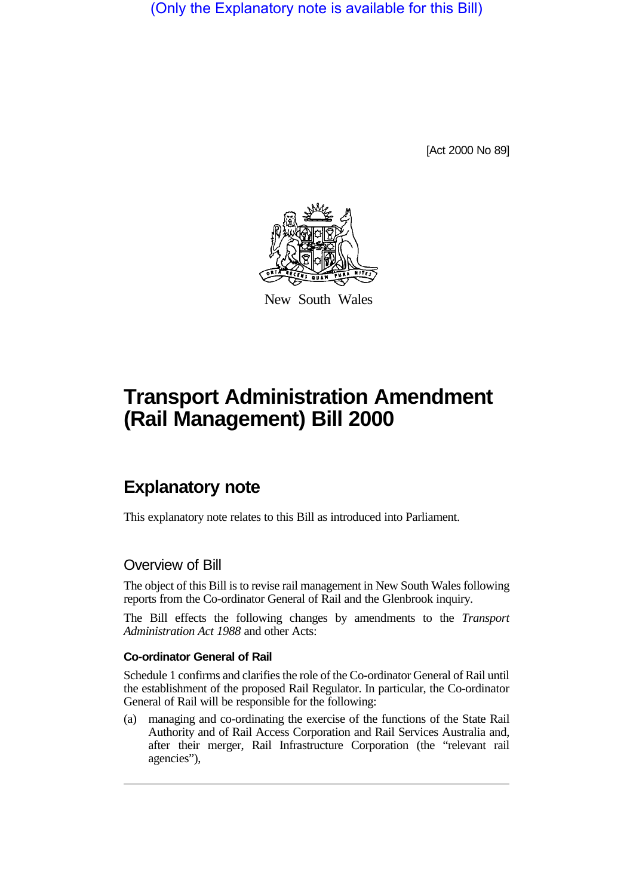(Only the Explanatory note is available for this Bill)

[Act 2000 No 89]

New South Wales

# Transport Administration Amendment (Rail Management) Bill 2000

## Explanatory note

This explanatory note relates to this Bill as introduced into Parliament.

### Overview of Bill

The object of this Bill is to revise rail management in New South Wales following reports from the Co-ordinator General of Rail and the Glenbrook inquiry.

The Bill effects the following changes by amendments to the *Transport Administration Act 1988* and other Acts:

#### Co-ordinator General of Rail

Schedule 1 confirms and clarifies the role of the Co-ordinator General of Rail until the establishment of the proposed Rail Regulator. In particular, the Co-ordinator General of Rail will be responsible for the following:

(a) managing and co-ordinating the exercise of the functions of the State Rail Authority and of Rail Access Corporation and Rail Services Australia and, after their merger, Rail Infrastructure Corporation (the "relevant rail agencies"),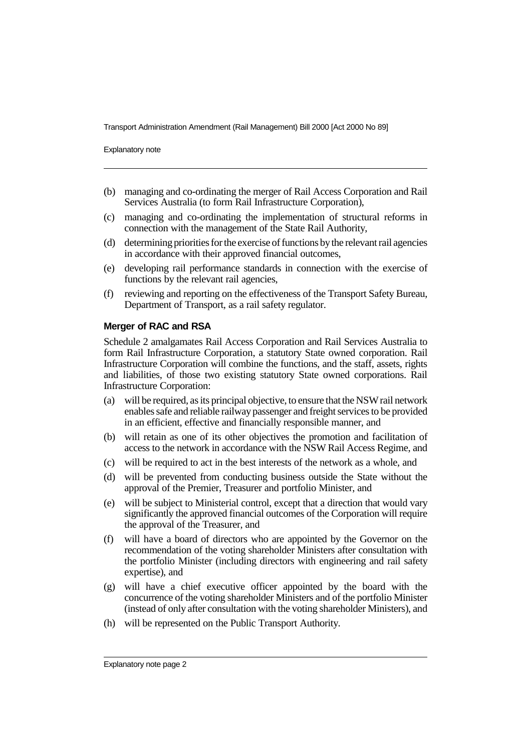(b) managing and co-ordinating the merger of Rail Access Corporation and Rail Services Australia (to form Rail Infrastructure Corporation),

(c) managing and co-ordinating the implementation of structural reforms in connection with the management of the State Rail Authority,

(d) determining priorities for the exercise of functions by the relevant rail agencies in accordance with their approved financial outcomes,

(e) developing rail performance standards in connection with the exercise of functions by the relevant rail agencies,

(f) reviewing and reporting on the effectiveness of the Transport Safety Bureau, Department of Transport, as a rail safety regulator.

**Merger of RAC and RSA**

Schedule 2 amalgamates Rail Access Corporation and Rail Services Australia to form Rail Infrastructure Corporation, a statutory State owned corporation. Rail Infrastructure Corporation will combine the functions, and the staff, assets, rights and liabilities, of those two existing statutory State owned corporations. Rail Infrastructure Corporation:

(a) will be required, as its principal objective, to ensure that the NSW rail network enables safe and reliable railway passenger and freight services to be provided in an efficient, effective and financially responsible manner, and

(b) will retain as one of its other objectives the promotion and facilitation of access to the network in accordance with the NSW Rail Access Regime, and

(c) will be required to act in the best interests of the network as a whole, and

(d) will be prevented from conducting business outside the State without the approval of the Premier, Treasurer and portfolio Minister, and

(e) will be subject to Ministerial control, except that a direction that would vary significantly the approved financial outcomes of the Corporation will require the approval of the Treasurer, and

(f) will have a board of directors who are appointed by the Governor on the recommendation of the voting shareholder Ministers after consultation with the portfolio Minister (including directors with engineering and rail safety expertise), and

(g) will have a chief executive officer appointed by the board with the concurrence of the voting shareholder Ministers and of the portfolio Minister (instead of only after consultation with the voting shareholder Ministers), and

(h) will be represented on the Public Transport Authority.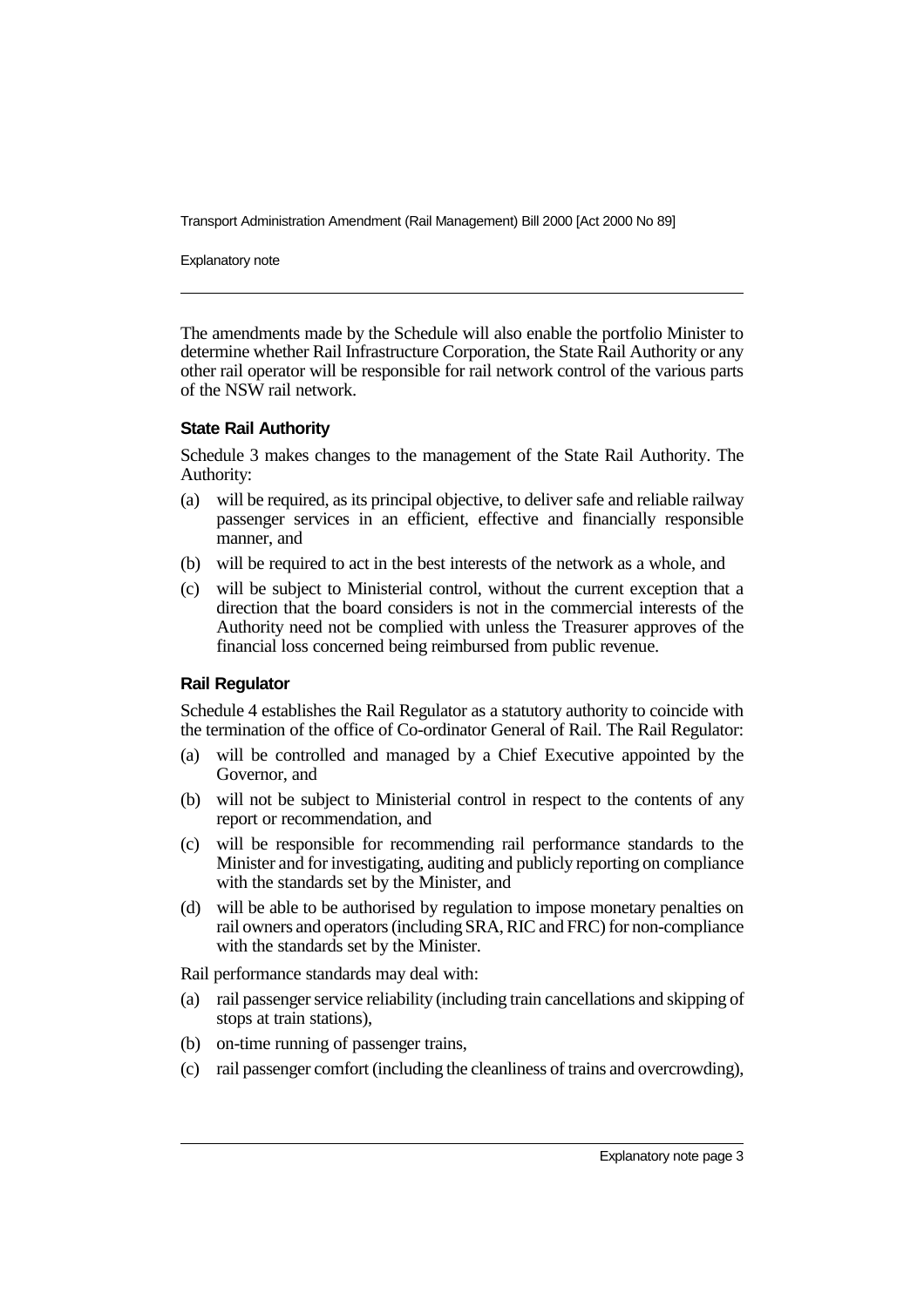The amendments made by the Schedule will also enable the portfolio Minister to determine whether Rail Infrastructure Corporation, the State Rail Authority or any other rail operator will be responsible for rail network control of the various parts of the NSW rail network.

### State Rail Authority

Schedule 3 makes changes to the management of the State Rail Authority. The Authority:

(a) will be required, as its principal objective, to deliver safe and reliable railway passenger services in an efficient, effective and financially responsible manner, and

(b) will be required to act in the best interests of the network as a whole, and

(c) will be subject to Ministerial control, without the current exception that a direction that the board considers is not in the commercial interests of the Authority need not be complied with unless the Treasurer approves of the financial loss concerned being reimbursed from public revenue.

### Rail Regulator

Schedule 4 establishes the Rail Regulator as a statutory authority to coincide with the termination of the office of Co-ordinator General of Rail. The Rail Regulator:

(a) will be controlled and managed by a Chief Executive appointed by the Governor, and

(b) will not be subject to Ministerial control in respect to the contents of any report or recommendation, and

(c) will be responsible for recommending rail performance standards to the Minister and for investigating, auditing and publicly reporting on compliance with the standards set by the Minister, and

(d) will be able to be authorised by regulation to impose monetary penalties on rail owners and operators (including SRA, RIC and FRC) for non-compliance with the standards set by the Minister.

Rail performance standards may deal with:

(a) rail passenger service reliability (including train cancellations and skipping of stops at train stations),

(b) on-time running of passenger trains,

(c) rail passenger comfort (including the cleanliness of trains and overcrowding),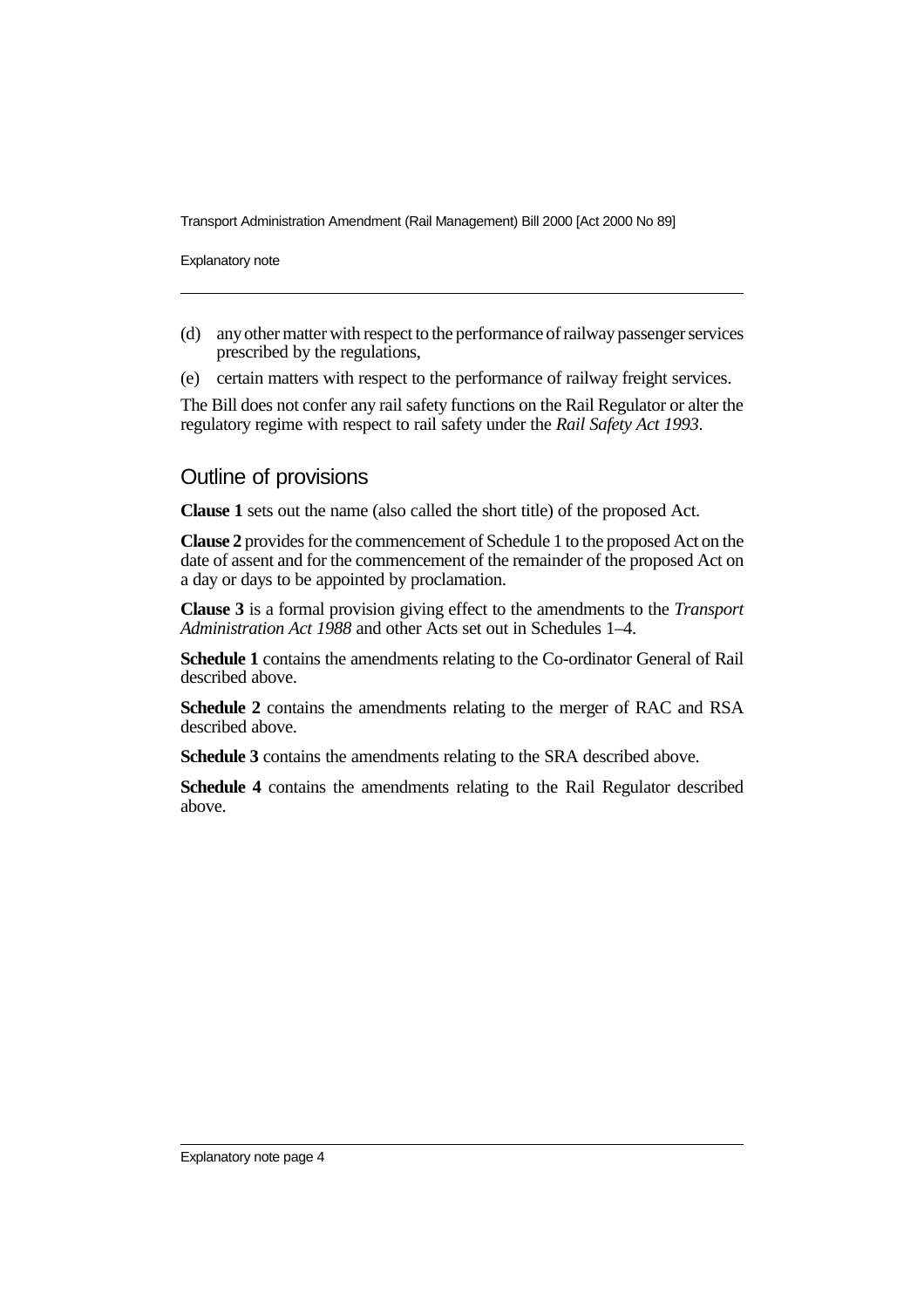(d) any other matter with respect to the performance of railway passenger services prescribed by the regulations,

(e) certain matters with respect to the performance of railway freight services.

The Bill does not confer any rail safety functions on the Rail Regulator or alter the regulatory regime with respect to rail safety under the *Rail Safety Act 1993*.

## Outline of provisions

**Clause 1** sets out the name (also called the short title) of the proposed Act.

**Clause 2** provides for the commencement of Schedule 1 to the proposed Act on the date of assent and for the commencement of the remainder of the proposed Act on a day or days to be appointed by proclamation.

**Clause 3** is a formal provision giving effect to the amendments to the *Transport Administration Act 1988* and other Acts set out in Schedules 1–4.

**Schedule 1** contains the amendments relating to the Co-ordinator General of Rail described above.

**Schedule 2** contains the amendments relating to the merger of RAC and RSA described above.

**Schedule 3** contains the amendments relating to the SRA described above.

**Schedule 4** contains the amendments relating to the Rail Regulator described above.